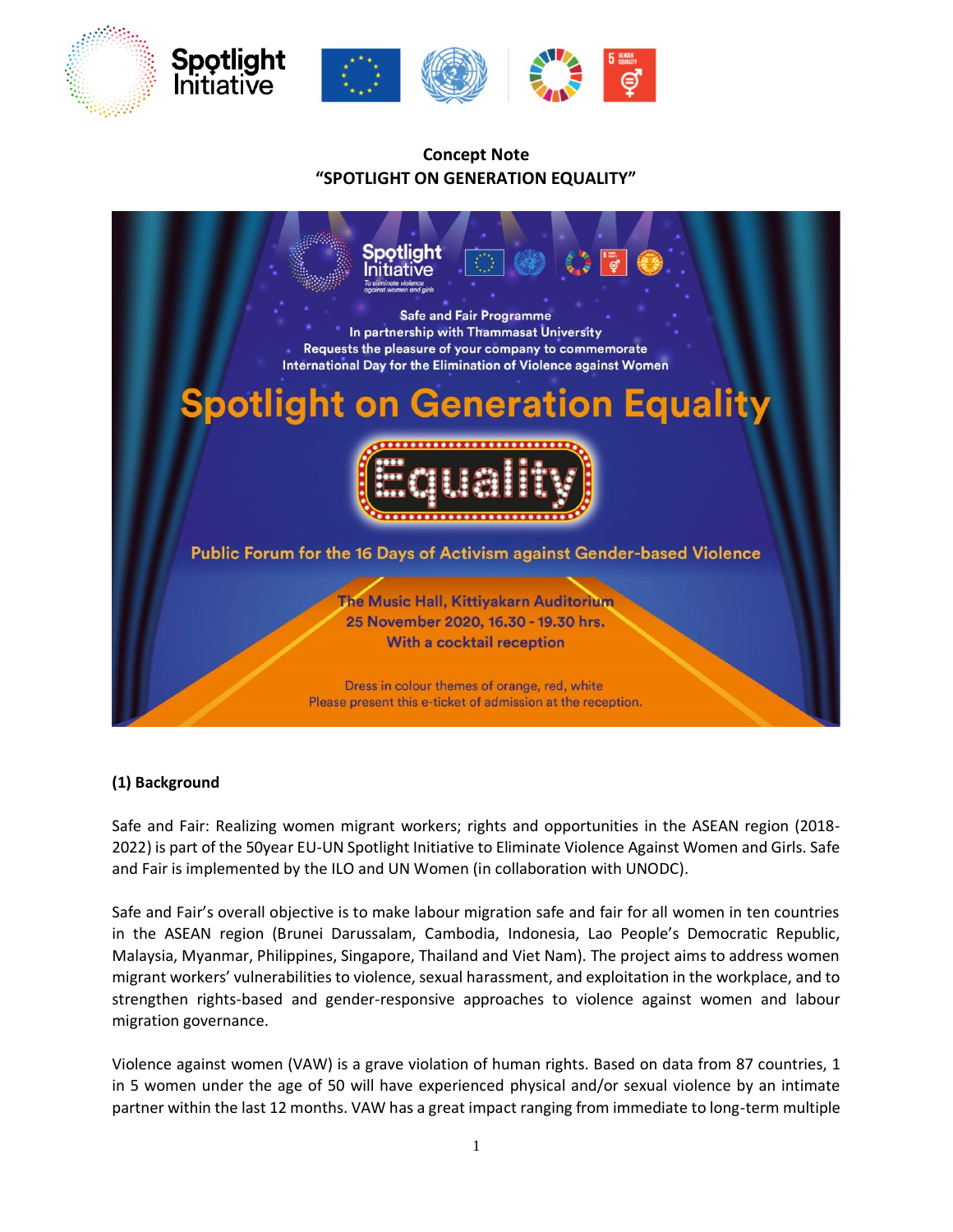**Concept Note**
**"SPOTLIGHT ON GENERATION EQUALITY"**

Safe and Fair Programme
In partnership with Thammasat University
Requests the pleasure of your company to commemorate
International Day for the Elimination of Violence against Women

Spotlight on Generation Equality

Equality

Public Forum for the 16 Days of Activism against Gender-based Violence

The Music Hall, Kittiyakarn Auditorium
25 November 2020, 16.30 - 19.30 hrs.
With a cocktail reception

Dress in colour themes of orange, red, white
Please present this e-ticket of admission at the reception.

## (1) Background

Safe and Fair: Realizing women migrant workers; rights and opportunities in the ASEAN region (2018-2022) is part of the 50year EU-UN Spotlight Initiative to Eliminate Violence Against Women and Girls. Safe and Fair is implemented by the ILO and UN Women (in collaboration with UNODC).

Safe and Fair's overall objective is to make labour migration safe and fair for all women in ten countries in the ASEAN region (Brunei Darussalam, Cambodia, Indonesia, Lao People's Democratic Republic, Malaysia, Myanmar, Philippines, Singapore, Thailand and Viet Nam). The project aims to address women migrant workers' vulnerabilities to violence, sexual harassment, and exploitation in the workplace, and to strengthen rights-based and gender-responsive approaches to violence against women and labour migration governance.

Violence against women (VAW) is a grave violation of human rights. Based on data from 87 countries, 1 in 5 women under the age of 50 will have experienced physical and/or sexual violence by an intimate partner within the last 12 months. VAW has a great impact ranging from immediate to long-term multiple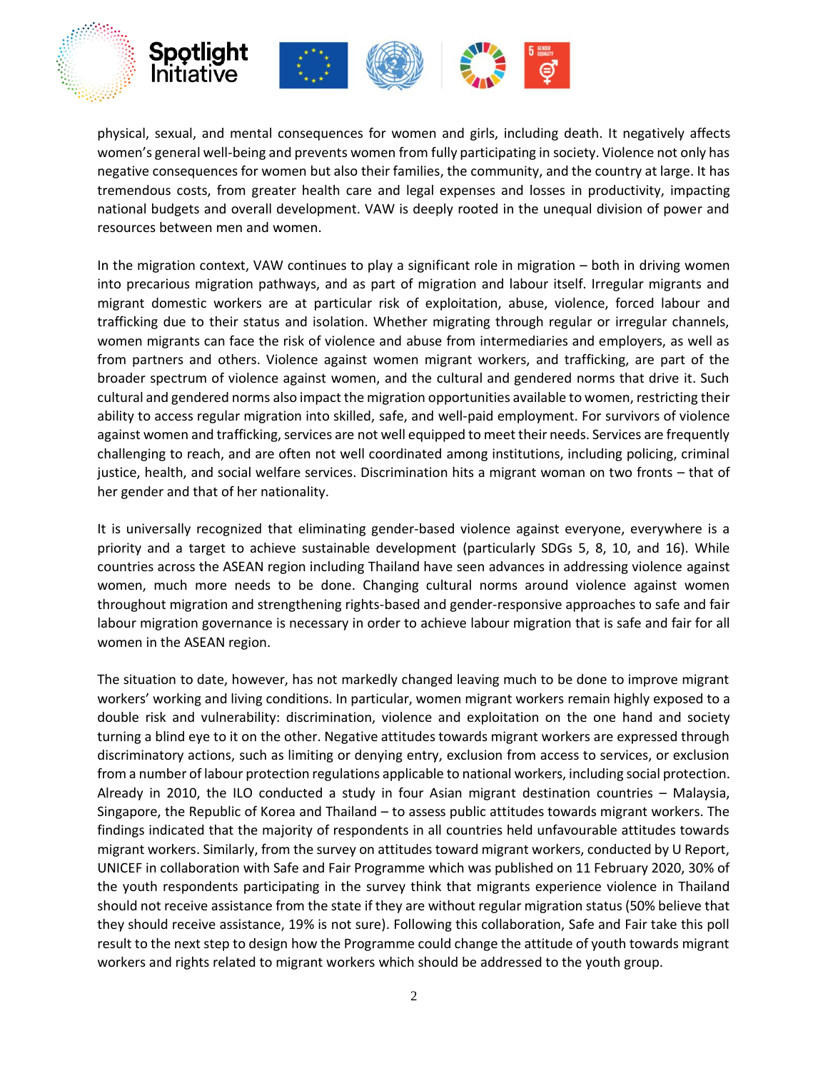physical, sexual, and mental consequences for women and girls, including death. It negatively affects women's general well-being and prevents women from fully participating in society. Violence not only has negative consequences for women but also their families, the community, and the country at large. It has tremendous costs, from greater health care and legal expenses and losses in productivity, impacting national budgets and overall development. VAW is deeply rooted in the unequal division of power and resources between men and women.

In the migration context, VAW continues to play a significant role in migration – both in driving women into precarious migration pathways, and as part of migration and labour itself. Irregular migrants and migrant domestic workers are at particular risk of exploitation, abuse, violence, forced labour and trafficking due to their status and isolation. Whether migrating through regular or irregular channels, women migrants can face the risk of violence and abuse from intermediaries and employers, as well as from partners and others. Violence against women migrant workers, and trafficking, are part of the broader spectrum of violence against women, and the cultural and gendered norms that drive it. Such cultural and gendered norms also impact the migration opportunities available to women, restricting their ability to access regular migration into skilled, safe, and well-paid employment. For survivors of violence against women and trafficking, services are not well equipped to meet their needs. Services are frequently challenging to reach, and are often not well coordinated among institutions, including policing, criminal justice, health, and social welfare services. Discrimination hits a migrant woman on two fronts – that of her gender and that of her nationality.

It is universally recognized that eliminating gender-based violence against everyone, everywhere is a priority and a target to achieve sustainable development (particularly SDGs 5, 8, 10, and 16). While countries across the ASEAN region including Thailand have seen advances in addressing violence against women, much more needs to be done. Changing cultural norms around violence against women throughout migration and strengthening rights-based and gender-responsive approaches to safe and fair labour migration governance is necessary in order to achieve labour migration that is safe and fair for all women in the ASEAN region.

The situation to date, however, has not markedly changed leaving much to be done to improve migrant workers' working and living conditions. In particular, women migrant workers remain highly exposed to a double risk and vulnerability: discrimination, violence and exploitation on the one hand and society turning a blind eye to it on the other. Negative attitudes towards migrant workers are expressed through discriminatory actions, such as limiting or denying entry, exclusion from access to services, or exclusion from a number of labour protection regulations applicable to national workers, including social protection. Already in 2010, the ILO conducted a study in four Asian migrant destination countries – Malaysia, Singapore, the Republic of Korea and Thailand – to assess public attitudes towards migrant workers. The findings indicated that the majority of respondents in all countries held unfavourable attitudes towards migrant workers. Similarly, from the survey on attitudes toward migrant workers, conducted by U Report, UNICEF in collaboration with Safe and Fair Programme which was published on 11 February 2020, 30% of the youth respondents participating in the survey think that migrants experience violence in Thailand should not receive assistance from the state if they are without regular migration status (50% believe that they should receive assistance, 19% is not sure). Following this collaboration, Safe and Fair take this poll result to the next step to design how the Programme could change the attitude of youth towards migrant workers and rights related to migrant workers which should be addressed to the youth group.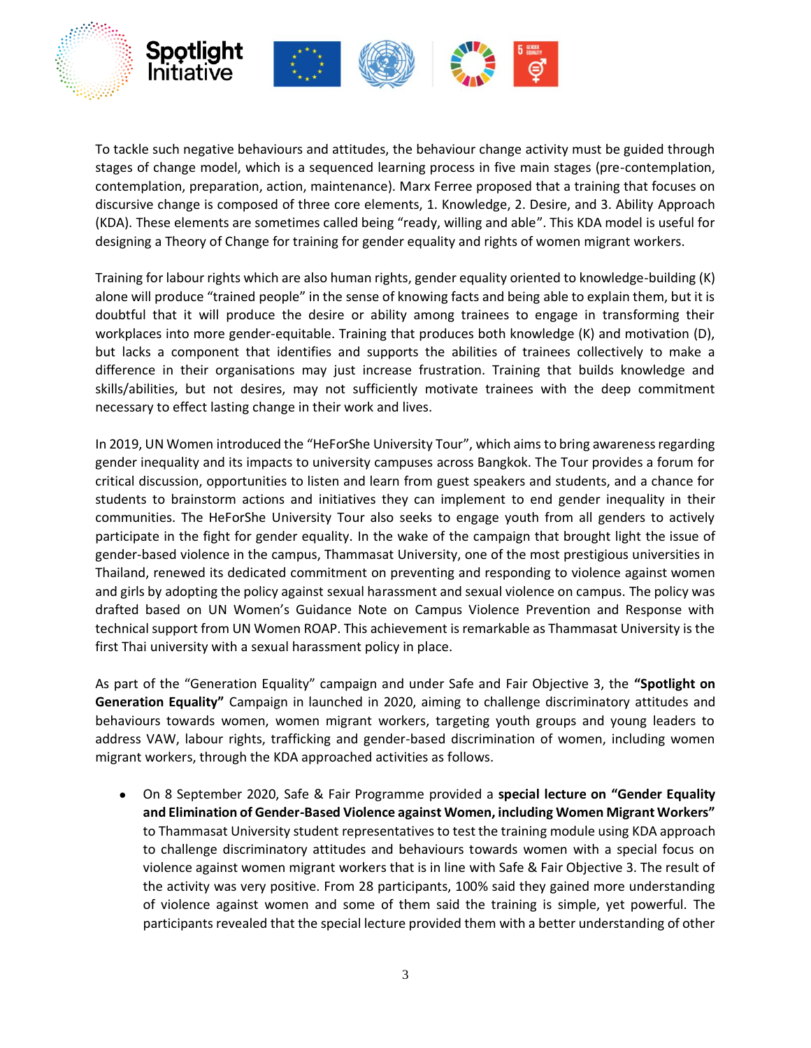To tackle such negative behaviours and attitudes, the behaviour change activity must be guided through stages of change model, which is a sequenced learning process in five main stages (pre-contemplation, contemplation, preparation, action, maintenance). Marx Ferree proposed that a training that focuses on discursive change is composed of three core elements, 1. Knowledge, 2. Desire, and 3. Ability Approach (KDA). These elements are sometimes called being "ready, willing and able". This KDA model is useful for designing a Theory of Change for training for gender equality and rights of women migrant workers.

Training for labour rights which are also human rights, gender equality oriented to knowledge-building (K) alone will produce "trained people" in the sense of knowing facts and being able to explain them, but it is doubtful that it will produce the desire or ability among trainees to engage in transforming their workplaces into more gender-equitable. Training that produces both knowledge (K) and motivation (D), but lacks a component that identifies and supports the abilities of trainees collectively to make a difference in their organisations may just increase frustration. Training that builds knowledge and skills/abilities, but not desires, may not sufficiently motivate trainees with the deep commitment necessary to effect lasting change in their work and lives.

In 2019, UN Women introduced the "HeForShe University Tour", which aims to bring awareness regarding gender inequality and its impacts to university campuses across Bangkok. The Tour provides a forum for critical discussion, opportunities to listen and learn from guest speakers and students, and a chance for students to brainstorm actions and initiatives they can implement to end gender inequality in their communities. The HeForShe University Tour also seeks to engage youth from all genders to actively participate in the fight for gender equality. In the wake of the campaign that brought light the issue of gender-based violence in the campus, Thammasat University, one of the most prestigious universities in Thailand, renewed its dedicated commitment on preventing and responding to violence against women and girls by adopting the policy against sexual harassment and sexual violence on campus. The policy was drafted based on UN Women's Guidance Note on Campus Violence Prevention and Response with technical support from UN Women ROAP. This achievement is remarkable as Thammasat University is the first Thai university with a sexual harassment policy in place.

As part of the "Generation Equality" campaign and under Safe and Fair Objective 3, the **"Spotlight on Generation Equality"** Campaign in launched in 2020, aiming to challenge discriminatory attitudes and behaviours towards women, women migrant workers, targeting youth groups and young leaders to address VAW, labour rights, trafficking and gender-based discrimination of women, including women migrant workers, through the KDA approached activities as follows.

- On 8 September 2020, Safe & Fair Programme provided a **special lecture on "Gender Equality and Elimination of Gender-Based Violence against Women, including Women Migrant Workers"** to Thammasat University student representatives to test the training module using KDA approach to challenge discriminatory attitudes and behaviours towards women with a special focus on violence against women migrant workers that is in line with Safe & Fair Objective 3. The result of the activity was very positive. From 28 participants, 100% said they gained more understanding of violence against women and some of them said the training is simple, yet powerful. The participants revealed that the special lecture provided them with a better understanding of other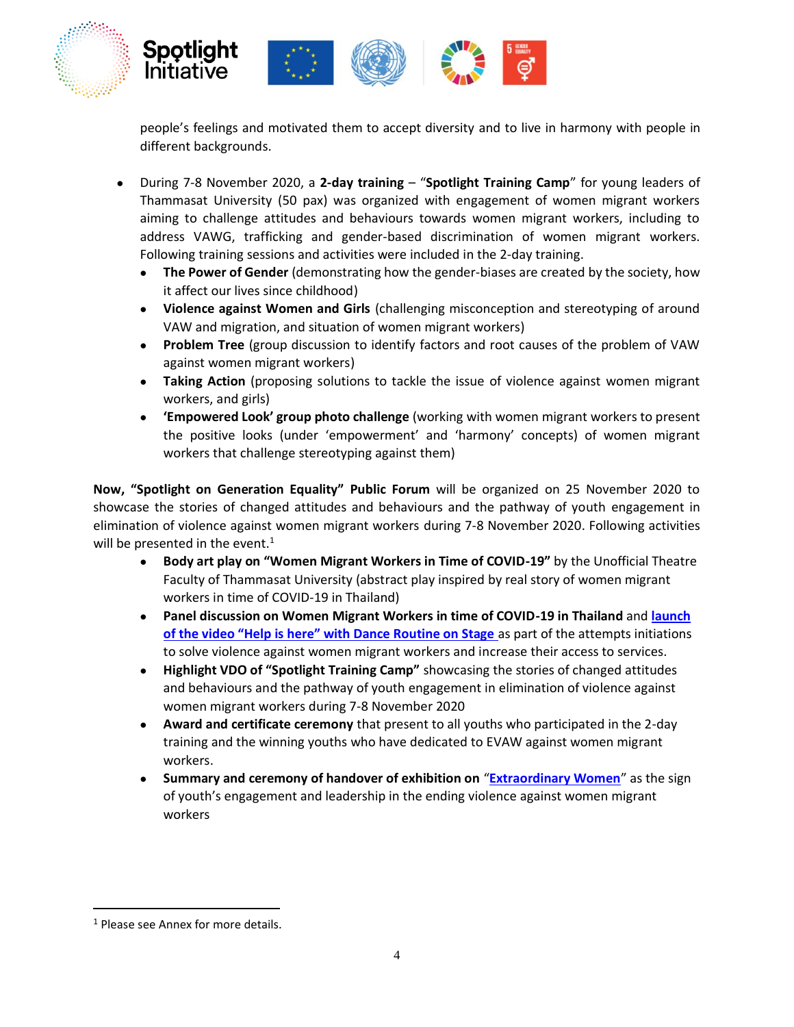people's feelings and motivated them to accept diversity and to live in harmony with people in different backgrounds.

- During 7-8 November 2020, a **2-day training** – "**Spotlight Training Camp**" for young leaders of Thammasat University (50 pax) was organized with engagement of women migrant workers aiming to challenge attitudes and behaviours towards women migrant workers, including to address VAWG, trafficking and gender-based discrimination of women migrant workers. Following training sessions and activities were included in the 2-day training.
  - **The Power of Gender** (demonstrating how the gender-biases are created by the society, how it affect our lives since childhood)
  - **Violence against Women and Girls** (challenging misconception and stereotyping of around VAW and migration, and situation of women migrant workers)
  - **Problem Tree** (group discussion to identify factors and root causes of the problem of VAW against women migrant workers)
  - **Taking Action** (proposing solutions to tackle the issue of violence against women migrant workers, and girls)
  - **'Empowered Look' group photo challenge** (working with women migrant workers to present the positive looks (under 'empowerment' and 'harmony' concepts) of women migrant workers that challenge stereotyping against them)

**Now, "Spotlight on Generation Equality" Public Forum** will be organized on 25 November 2020 to showcase the stories of changed attitudes and behaviours and the pathway of youth engagement in elimination of violence against women migrant workers during 7-8 November 2020. Following activities will be presented in the event.[1]

- **Body art play on "Women Migrant Workers in Time of COVID-19"** by the Unofficial Theatre Faculty of Thammasat University (abstract play inspired by real story of women migrant workers in time of COVID-19 in Thailand)
- **Panel discussion on Women Migrant Workers in time of COVID-19 in Thailand** and **launch of the video "Help is here" with Dance Routine on Stage** as part of the attempts initiations to solve violence against women migrant workers and increase their access to services.
- **Highlight VDO of "Spotlight Training Camp"** showcasing the stories of changed attitudes and behaviours and the pathway of youth engagement in elimination of violence against women migrant workers during 7-8 November 2020
- **Award and certificate ceremony** that present to all youths who participated in the 2-day training and the winning youths who have dedicated to EVAW against women migrant workers.
- **Summary and ceremony of handover of exhibition on** "**Extraordinary Women**" as the sign of youth's engagement and leadership in the ending violence against women migrant workers

[1] Please see Annex for more details.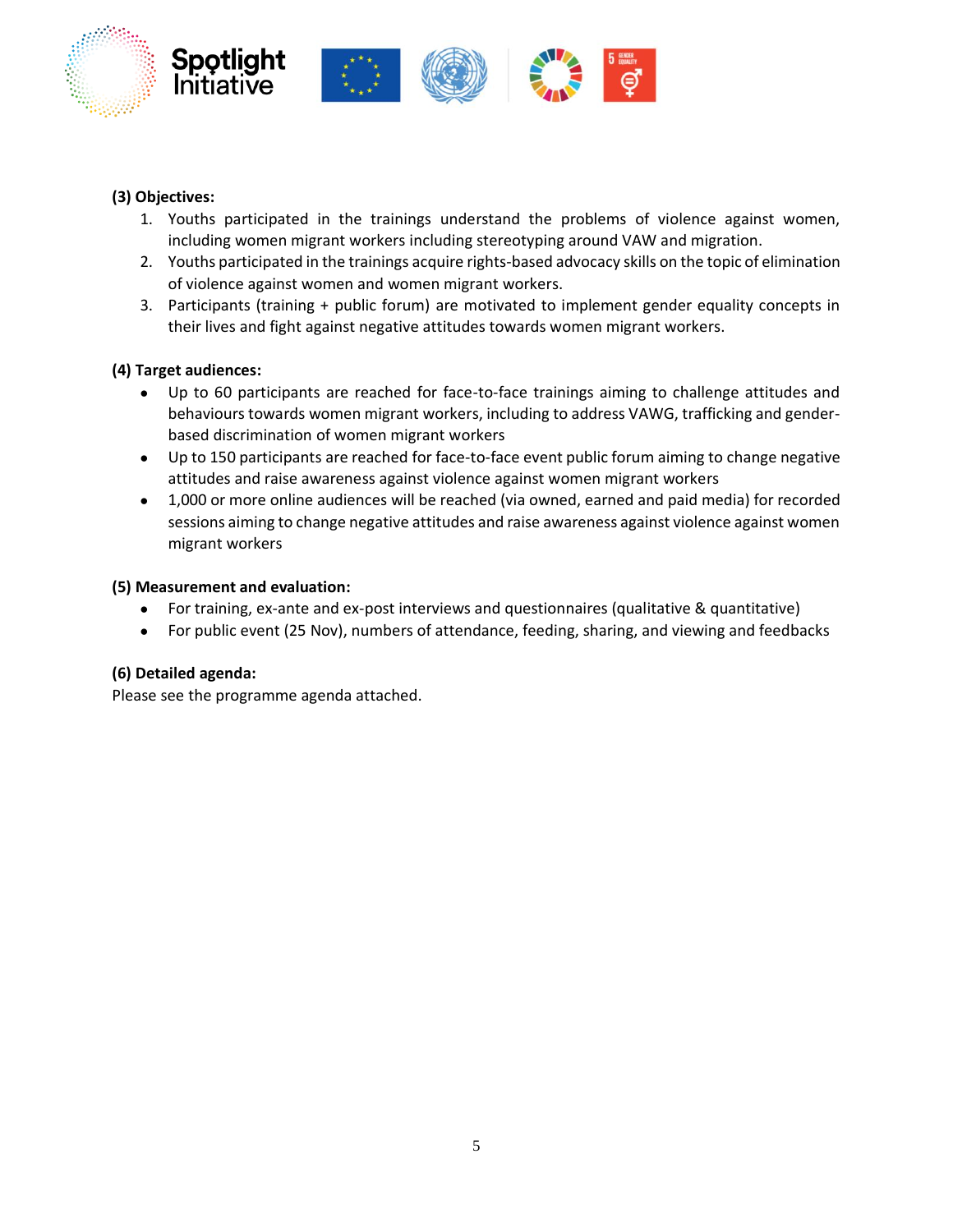**(3) Objectives:**

1. Youths participated in the trainings understand the problems of violence against women, including women migrant workers including stereotyping around VAW and migration.
2. Youths participated in the trainings acquire rights-based advocacy skills on the topic of elimination of violence against women and women migrant workers.
3. Participants (training + public forum) are motivated to implement gender equality concepts in their lives and fight against negative attitudes towards women migrant workers.

**(4) Target audiences:**

- Up to 60 participants are reached for face-to-face trainings aiming to challenge attitudes and behaviours towards women migrant workers, including to address VAWG, trafficking and gender-based discrimination of women migrant workers
- Up to 150 participants are reached for face-to-face event public forum aiming to change negative attitudes and raise awareness against violence against women migrant workers
- 1,000 or more online audiences will be reached (via owned, earned and paid media) for recorded sessions aiming to change negative attitudes and raise awareness against violence against women migrant workers

**(5) Measurement and evaluation:**

- For training, ex-ante and ex-post interviews and questionnaires (qualitative & quantitative)
- For public event (25 Nov), numbers of attendance, feeding, sharing, and viewing and feedbacks

**(6) Detailed agenda:**

Please see the programme agenda attached.